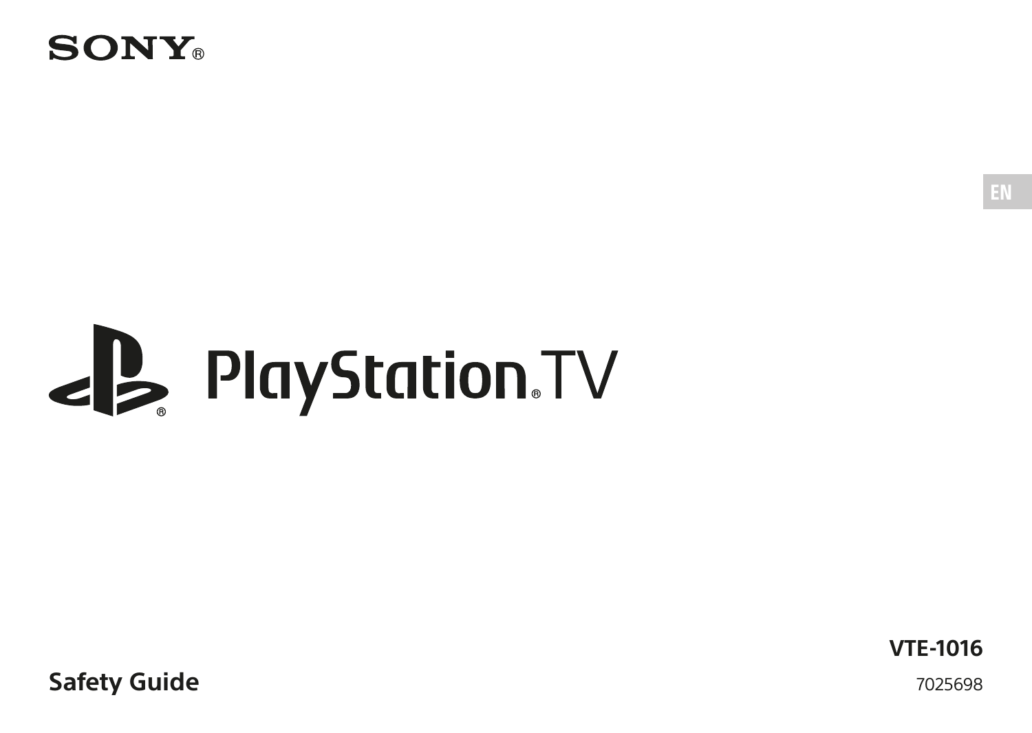SONY®

EN

# PlayStation®TV

**VTE-1016**

**Safety Guide**

7025698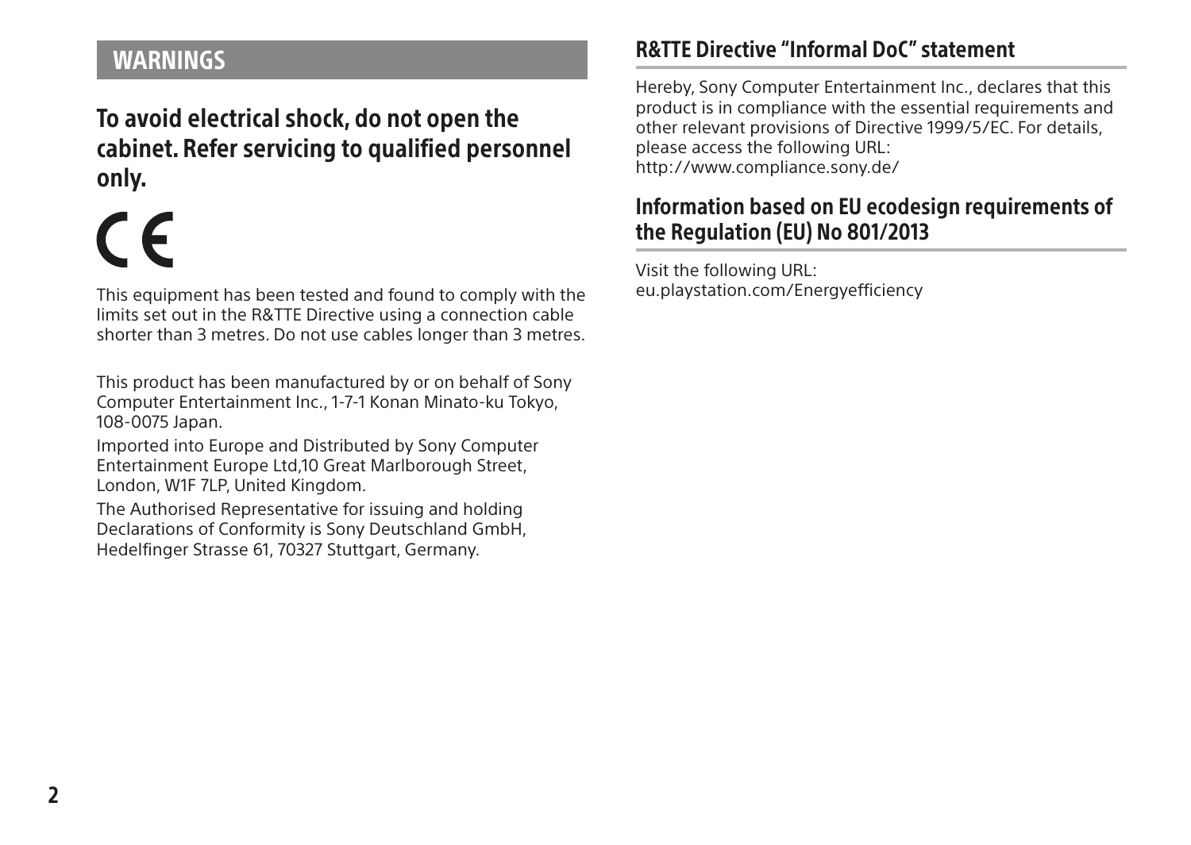## WARNINGS

**To avoid electrical shock, do not open the cabinet. Refer servicing to qualified personnel only.**

CE

This equipment has been tested and found to comply with the limits set out in the R&TTE Directive using a connection cable shorter than 3 metres. Do not use cables longer than 3 metres.

This product has been manufactured by or on behalf of Sony Computer Entertainment Inc., 1-7-1 Konan Minato-ku Tokyo, 108-0075 Japan.

Imported into Europe and Distributed by Sony Computer Entertainment Europe Ltd,10 Great Marlborough Street, London, W1F 7LP, United Kingdom.

The Authorised Representative for issuing and holding Declarations of Conformity is Sony Deutschland GmbH, Hedelfinger Strasse 61, 70327 Stuttgart, Germany.

## R&TTE Directive "Informal DoC" statement

Hereby, Sony Computer Entertainment Inc., declares that this product is in compliance with the essential requirements and other relevant provisions of Directive 1999/5/EC. For details, please access the following URL:
http://www.compliance.sony.de/

## Information based on EU ecodesign requirements of the Regulation (EU) No 801/2013

Visit the following URL:
eu.playstation.com/Energyefficiency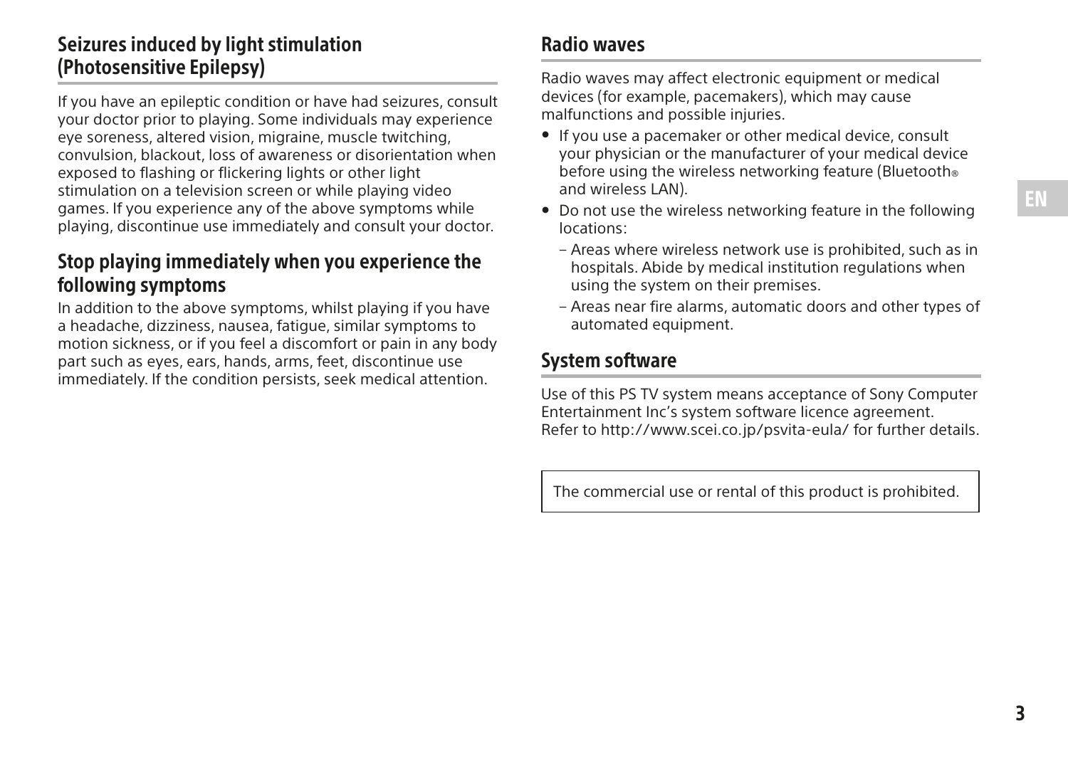## Seizures induced by light stimulation (Photosensitive Epilepsy)

If you have an epileptic condition or have had seizures, consult your doctor prior to playing. Some individuals may experience eye soreness, altered vision, migraine, muscle twitching, convulsion, blackout, loss of awareness or disorientation when exposed to flashing or flickering lights or other light stimulation on a television screen or while playing video games. If you experience any of the above symptoms while playing, discontinue use immediately and consult your doctor.

## Stop playing immediately when you experience the following symptoms

In addition to the above symptoms, whilst playing if you have a headache, dizziness, nausea, fatigue, similar symptoms to motion sickness, or if you feel a discomfort or pain in any body part such as eyes, ears, hands, arms, feet, discontinue use immediately. If the condition persists, seek medical attention.

## Radio waves

Radio waves may affect electronic equipment or medical devices (for example, pacemakers), which may cause malfunctions and possible injuries.

- If you use a pacemaker or other medical device, consult your physician or the manufacturer of your medical device before using the wireless networking feature (Bluetooth® and wireless LAN).
- Do not use the wireless networking feature in the following locations:
  - Areas where wireless network use is prohibited, such as in hospitals. Abide by medical institution regulations when using the system on their premises.
  - Areas near fire alarms, automatic doors and other types of automated equipment.

## System software

Use of this PS TV system means acceptance of Sony Computer Entertainment Inc's system software licence agreement. Refer to http://www.scei.co.jp/psvita-eula/ for further details.

The commercial use or rental of this product is prohibited.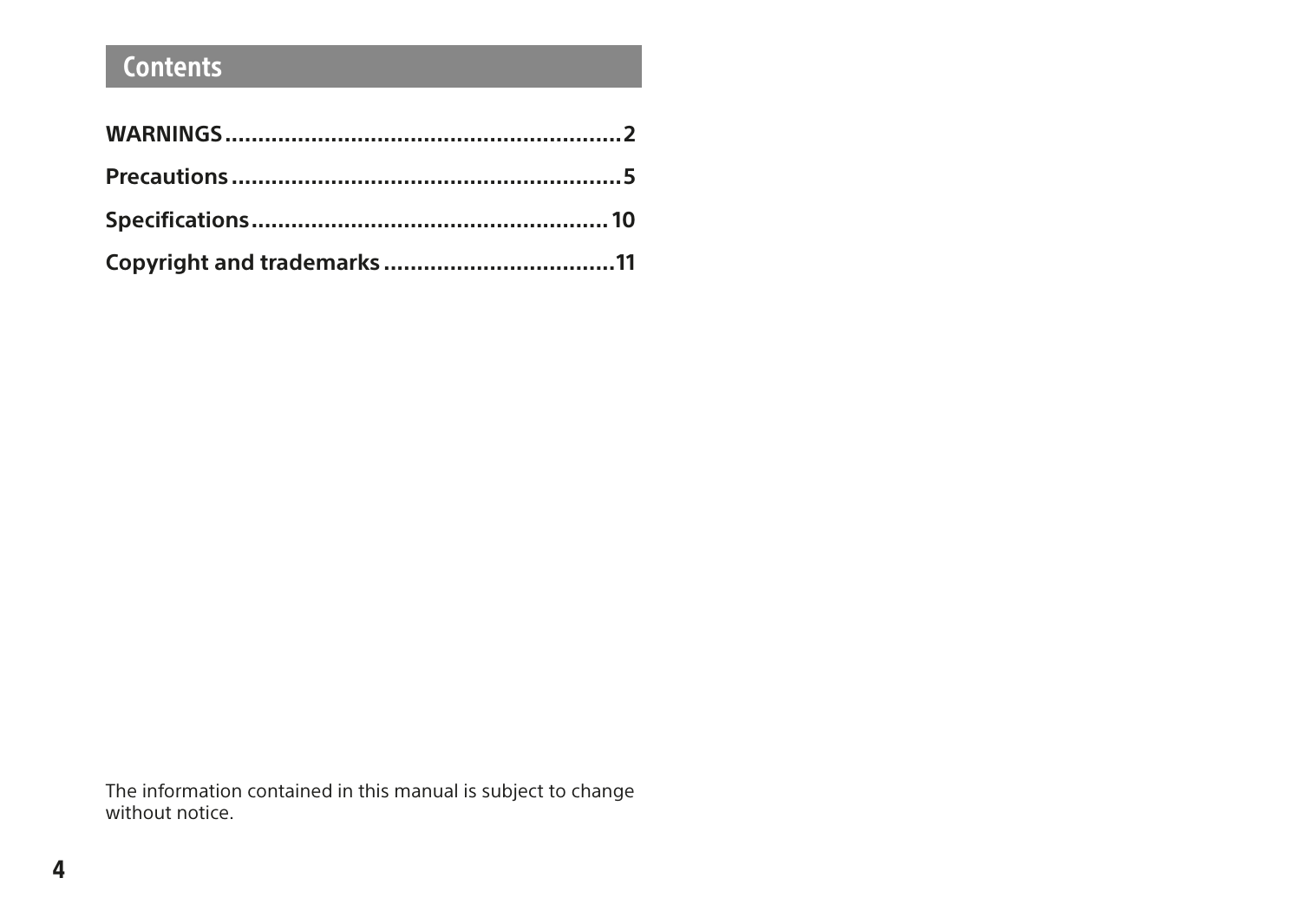## Contents

**WARNINGS**......................................................**2**

**Precautions**......................................................**5**

**Specifications**..................................................**10**

**Copyright and trademarks**................................**11**

The information contained in this manual is subject to change without notice.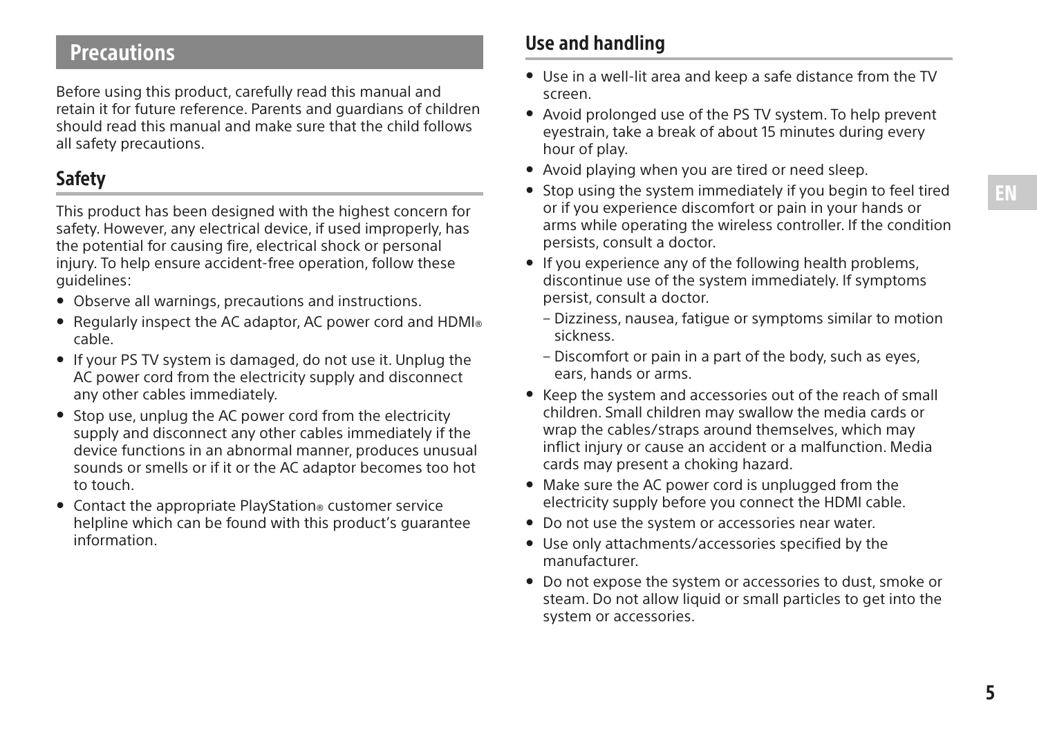# Precautions

Before using this product, carefully read this manual and retain it for future reference. Parents and guardians of children should read this manual and make sure that the child follows all safety precautions.

## Safety

This product has been designed with the highest concern for safety. However, any electrical device, if used improperly, has the potential for causing fire, electrical shock or personal injury. To help ensure accident-free operation, follow these guidelines:

- Observe all warnings, precautions and instructions.
- Regularly inspect the AC adaptor, AC power cord and HDMI® cable.
- If your PS TV system is damaged, do not use it. Unplug the AC power cord from the electricity supply and disconnect any other cables immediately.
- Stop use, unplug the AC power cord from the electricity supply and disconnect any other cables immediately if the device functions in an abnormal manner, produces unusual sounds or smells or if it or the AC adaptor becomes too hot to touch.
- Contact the appropriate PlayStation® customer service helpline which can be found with this product's guarantee information.

## Use and handling

- Use in a well-lit area and keep a safe distance from the TV screen.
- Avoid prolonged use of the PS TV system. To help prevent eyestrain, take a break of about 15 minutes during every hour of play.
- Avoid playing when you are tired or need sleep.
- Stop using the system immediately if you begin to feel tired or if you experience discomfort or pain in your hands or arms while operating the wireless controller. If the condition persists, consult a doctor.
- If you experience any of the following health problems, discontinue use of the system immediately. If symptoms persist, consult a doctor.
  - Dizziness, nausea, fatigue or symptoms similar to motion sickness.
  - Discomfort or pain in a part of the body, such as eyes, ears, hands or arms.
- Keep the system and accessories out of the reach of small children. Small children may swallow the media cards or wrap the cables/straps around themselves, which may inflict injury or cause an accident or a malfunction. Media cards may present a choking hazard.
- Make sure the AC power cord is unplugged from the electricity supply before you connect the HDMI cable.
- Do not use the system or accessories near water.
- Use only attachments/accessories specified by the manufacturer.
- Do not expose the system or accessories to dust, smoke or steam. Do not allow liquid or small particles to get into the system or accessories.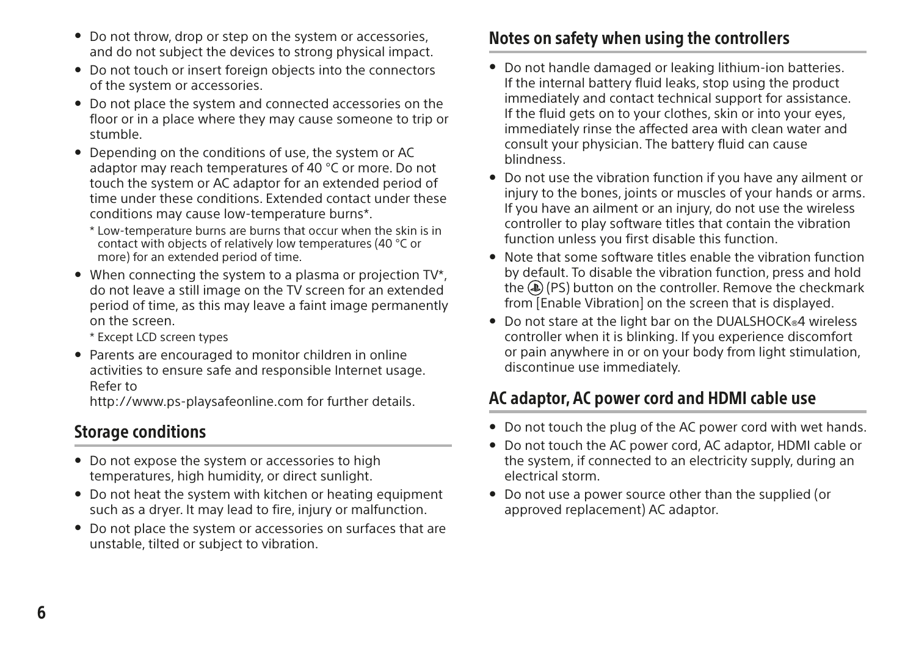- Do not throw, drop or step on the system or accessories, and do not subject the devices to strong physical impact.
- Do not touch or insert foreign objects into the connectors of the system or accessories.
- Do not place the system and connected accessories on the floor or in a place where they may cause someone to trip or stumble.
- Depending on the conditions of use, the system or AC adaptor may reach temperatures of 40 °C or more. Do not touch the system or AC adaptor for an extended period of time under these conditions. Extended contact under these conditions may cause low-temperature burns*.
  
  * Low-temperature burns are burns that occur when the skin is in contact with objects of relatively low temperatures (40 °C or more) for an extended period of time.
- When connecting the system to a plasma or projection TV*, do not leave a still image on the TV screen for an extended period of time, as this may leave a faint image permanently on the screen.
  
  * Except LCD screen types
- Parents are encouraged to monitor children in online activities to ensure safe and responsible Internet usage. Refer to http://www.ps-playsafeonline.com for further details.

## Storage conditions

- Do not expose the system or accessories to high temperatures, high humidity, or direct sunlight.
- Do not heat the system with kitchen or heating equipment such as a dryer. It may lead to fire, injury or malfunction.
- Do not place the system or accessories on surfaces that are unstable, tilted or subject to vibration.

## Notes on safety when using the controllers

- Do not handle damaged or leaking lithium-ion batteries. If the internal battery fluid leaks, stop using the product immediately and contact technical support for assistance. If the fluid gets on to your clothes, skin or into your eyes, immediately rinse the affected area with clean water and consult your physician. The battery fluid can cause blindness.
- Do not use the vibration function if you have any ailment or injury to the bones, joints or muscles of your hands or arms. If you have an ailment or an injury, do not use the wireless controller to play software titles that contain the vibration function unless you first disable this function.
- Note that some software titles enable the vibration function by default. To disable the vibration function, press and hold the (PS) button on the controller. Remove the checkmark from [Enable Vibration] on the screen that is displayed.
- Do not stare at the light bar on the DUALSHOCK®4 wireless controller when it is blinking. If you experience discomfort or pain anywhere in or on your body from light stimulation, discontinue use immediately.

## AC adaptor, AC power cord and HDMI cable use

- Do not touch the plug of the AC power cord with wet hands.
- Do not touch the AC power cord, AC adaptor, HDMI cable or the system, if connected to an electricity supply, during an electrical storm.
- Do not use a power source other than the supplied (or approved replacement) AC adaptor.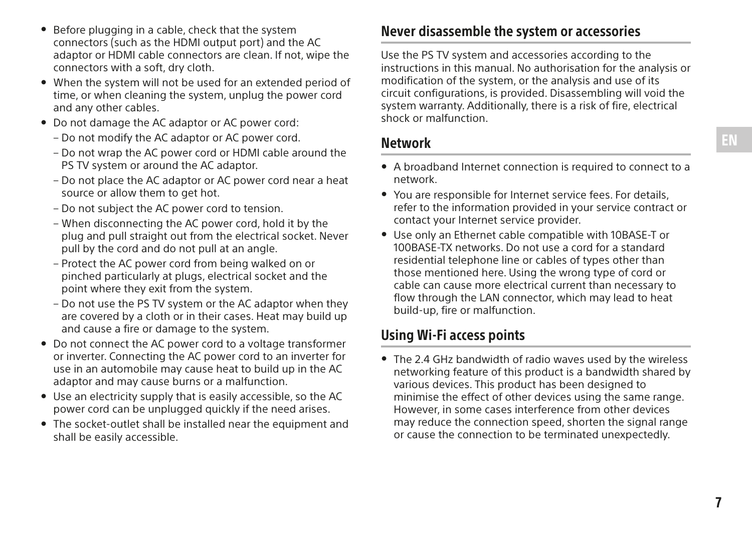- Before plugging in a cable, check that the system connectors (such as the HDMI output port) and the AC adaptor or HDMI cable connectors are clean. If not, wipe the connectors with a soft, dry cloth.
- When the system will not be used for an extended period of time, or when cleaning the system, unplug the power cord and any other cables.
- Do not damage the AC adaptor or AC power cord:
  - Do not modify the AC adaptor or AC power cord.
  - Do not wrap the AC power cord or HDMI cable around the PS TV system or around the AC adaptor.
  - Do not place the AC adaptor or AC power cord near a heat source or allow them to get hot.
  - Do not subject the AC power cord to tension.
  - When disconnecting the AC power cord, hold it by the plug and pull straight out from the electrical socket. Never pull by the cord and do not pull at an angle.
  - Protect the AC power cord from being walked on or pinched particularly at plugs, electrical socket and the point where they exit from the system.
  - Do not use the PS TV system or the AC adaptor when they are covered by a cloth or in their cases. Heat may build up and cause a fire or damage to the system.
- Do not connect the AC power cord to a voltage transformer or inverter. Connecting the AC power cord to an inverter for use in an automobile may cause heat to build up in the AC adaptor and may cause burns or a malfunction.
- Use an electricity supply that is easily accessible, so the AC power cord can be unplugged quickly if the need arises.
- The socket-outlet shall be installed near the equipment and shall be easily accessible.

## Never disassemble the system or accessories

Use the PS TV system and accessories according to the instructions in this manual. No authorisation for the analysis or modification of the system, or the analysis and use of its circuit configurations, is provided. Disassembling will void the system warranty. Additionally, there is a risk of fire, electrical shock or malfunction.

## Network

- A broadband Internet connection is required to connect to a network.
- You are responsible for Internet service fees. For details, refer to the information provided in your service contract or contact your Internet service provider.
- Use only an Ethernet cable compatible with 10BASE-T or 100BASE-TX networks. Do not use a cord for a standard residential telephone line or cables of types other than those mentioned here. Using the wrong type of cord or cable can cause more electrical current than necessary to flow through the LAN connector, which may lead to heat build-up, fire or malfunction.

## Using Wi-Fi access points

- The 2.4 GHz bandwidth of radio waves used by the wireless networking feature of this product is a bandwidth shared by various devices. This product has been designed to minimise the effect of other devices using the same range. However, in some cases interference from other devices may reduce the connection speed, shorten the signal range or cause the connection to be terminated unexpectedly.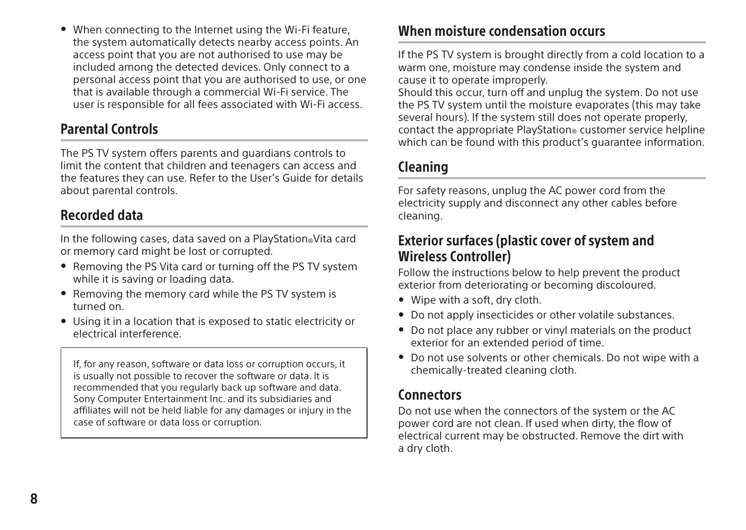- When connecting to the Internet using the Wi-Fi feature, the system automatically detects nearby access points. An access point that you are not authorised to use may be included among the detected devices. Only connect to a personal access point that you are authorised to use, or one that is available through a commercial Wi-Fi service. The user is responsible for all fees associated with Wi-Fi access.

## Parental Controls

The PS TV system offers parents and guardians controls to limit the content that children and teenagers can access and the features they can use. Refer to the User's Guide for details about parental controls.

## Recorded data

In the following cases, data saved on a PlayStation®Vita card or memory card might be lost or corrupted.

- Removing the PS Vita card or turning off the PS TV system while it is saving or loading data.
- Removing the memory card while the PS TV system is turned on.
- Using it in a location that is exposed to static electricity or electrical interference.

> If, for any reason, software or data loss or corruption occurs, it is usually not possible to recover the software or data. It is recommended that you regularly back up software and data. Sony Computer Entertainment Inc. and its subsidiaries and affiliates will not be held liable for any damages or injury in the case of software or data loss or corruption.

## When moisture condensation occurs

If the PS TV system is brought directly from a cold location to a warm one, moisture may condense inside the system and cause it to operate improperly.
Should this occur, turn off and unplug the system. Do not use the PS TV system until the moisture evaporates (this may take several hours). If the system still does not operate properly, contact the appropriate PlayStation® customer service helpline which can be found with this product's guarantee information.

## Cleaning

For safety reasons, unplug the AC power cord from the electricity supply and disconnect any other cables before cleaning.

### Exterior surfaces (plastic cover of system and Wireless Controller)

Follow the instructions below to help prevent the product exterior from deteriorating or becoming discoloured.

- Wipe with a soft, dry cloth.
- Do not apply insecticides or other volatile substances.
- Do not place any rubber or vinyl materials on the product exterior for an extended period of time.
- Do not use solvents or other chemicals. Do not wipe with a chemically-treated cleaning cloth.

### Connectors

Do not use when the connectors of the system or the AC power cord are not clean. If used when dirty, the flow of electrical current may be obstructed. Remove the dirt with a dry cloth.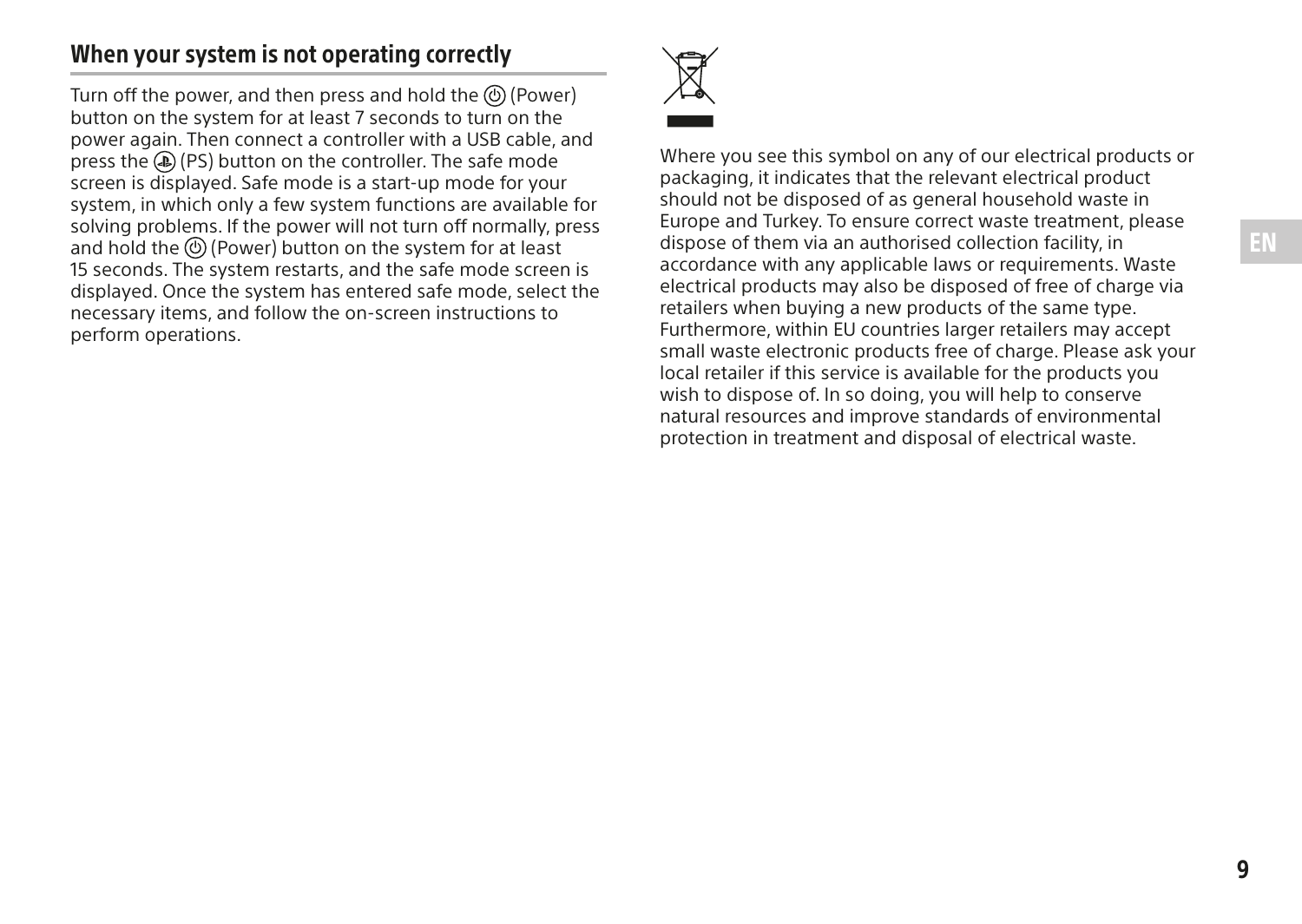## When your system is not operating correctly

Turn off the power, and then press and hold the (Power) button on the system for at least 7 seconds to turn on the power again. Then connect a controller with a USB cable, and press the (PS) button on the controller. The safe mode screen is displayed. Safe mode is a start-up mode for your system, in which only a few system functions are available for solving problems. If the power will not turn off normally, press and hold the (Power) button on the system for at least 15 seconds. The system restarts, and the safe mode screen is displayed. Once the system has entered safe mode, select the necessary items, and follow the on-screen instructions to perform operations.

Where you see this symbol on any of our electrical products or packaging, it indicates that the relevant electrical product should not be disposed of as general household waste in Europe and Turkey. To ensure correct waste treatment, please dispose of them via an authorised collection facility, in accordance with any applicable laws or requirements. Waste electrical products may also be disposed of free of charge via retailers when buying a new products of the same type. Furthermore, within EU countries larger retailers may accept small waste electronic products free of charge. Please ask your local retailer if this service is available for the products you wish to dispose of. In so doing, you will help to conserve natural resources and improve standards of environmental protection in treatment and disposal of electrical waste.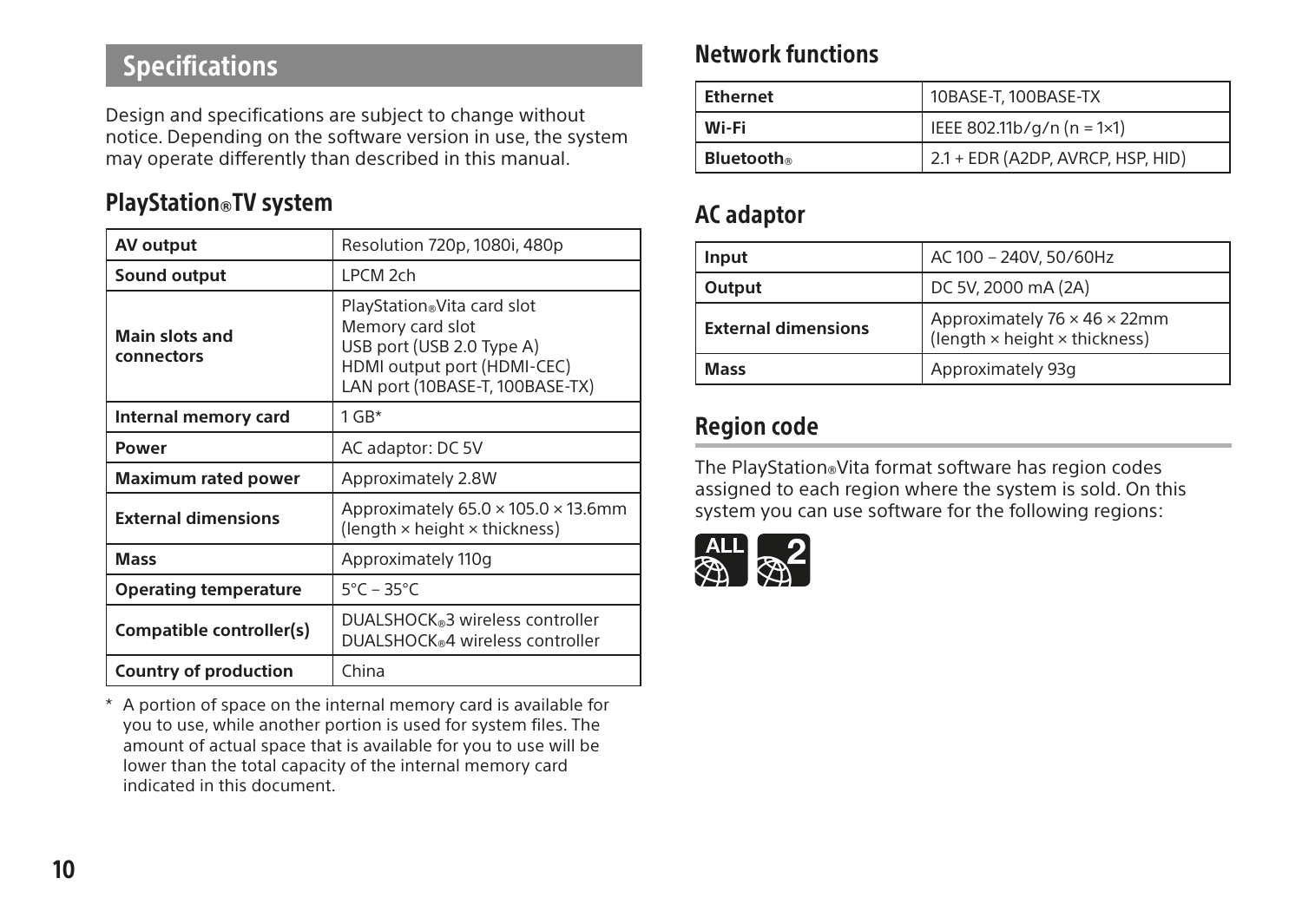## Specifications

Design and specifications are subject to change without notice. Depending on the software version in use, the system may operate differently than described in this manual.

### PlayStation®TV system

| | |
|---|---|
| **AV output** | Resolution 720p, 1080i, 480p |
| **Sound output** | LPCM 2ch |
| **Main slots and connectors** | PlayStation®Vita card slot<br>Memory card slot<br>USB port (USB 2.0 Type A)<br>HDMI output port (HDMI-CEC)<br>LAN port (10BASE-T, 100BASE-TX) |
| **Internal memory card** | 1 GB* |
| **Power** | AC adaptor: DC 5V |
| **Maximum rated power** | Approximately 2.8W |
| **External dimensions** | Approximately 65.0 × 105.0 × 13.6mm (length × height × thickness) |
| **Mass** | Approximately 110g |
| **Operating temperature** | 5°C – 35°C |
| **Compatible controller(s)** | DUALSHOCK®3 wireless controller<br>DUALSHOCK®4 wireless controller |
| **Country of production** | China |

\* A portion of space on the internal memory card is available for you to use, while another portion is used for system files. The amount of actual space that is available for you to use will be lower than the total capacity of the internal memory card indicated in this document.

### Network functions

| | |
|---|---|
| **Ethernet** | 10BASE-T, 100BASE-TX |
| **Wi-Fi** | IEEE 802.11b/g/n (n = 1×1) |
| **Bluetooth®** | 2.1 + EDR (A2DP, AVRCP, HSP, HID) |

### AC adaptor

| | |
|---|---|
| **Input** | AC 100 – 240V, 50/60Hz |
| **Output** | DC 5V, 2000 mA (2A) |
| **External dimensions** | Approximately 76 × 46 × 22mm (length × height × thickness) |
| **Mass** | Approximately 93g |

### Region code

The PlayStation®Vita format software has region codes assigned to each region where the system is sold. On this system you can use software for the following regions:

ALL 2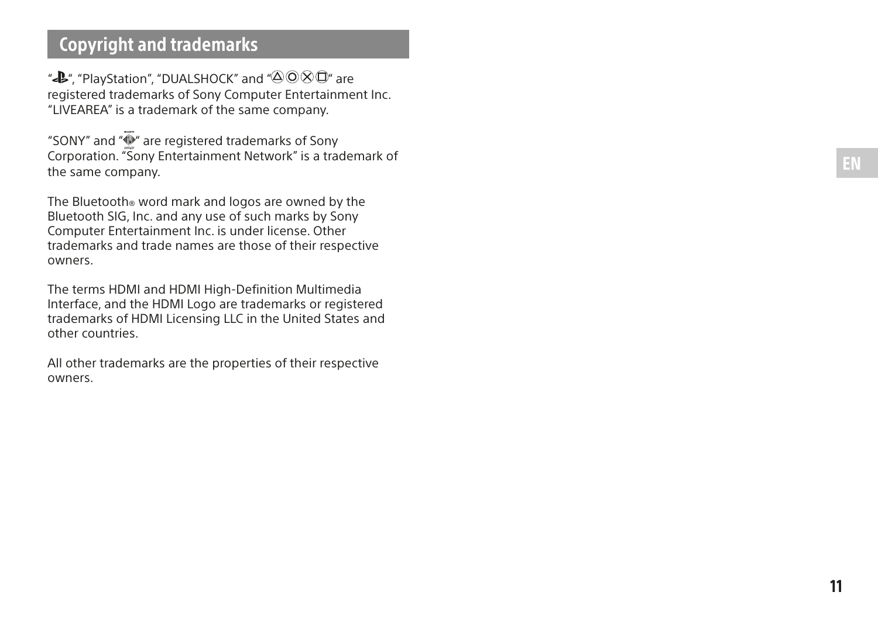## Copyright and trademarks

"", "PlayStation", "DUALSHOCK" and "" are registered trademarks of Sony Computer Entertainment Inc. "LIVEAREA" is a trademark of the same company.

"SONY" and "" are registered trademarks of Sony Corporation. "Sony Entertainment Network" is a trademark of the same company.

The Bluetooth® word mark and logos are owned by the Bluetooth SIG, Inc. and any use of such marks by Sony Computer Entertainment Inc. is under license. Other trademarks and trade names are those of their respective owners.

The terms HDMI and HDMI High-Definition Multimedia Interface, and the HDMI Logo are trademarks or registered trademarks of HDMI Licensing LLC in the United States and other countries.

All other trademarks are the properties of their respective owners.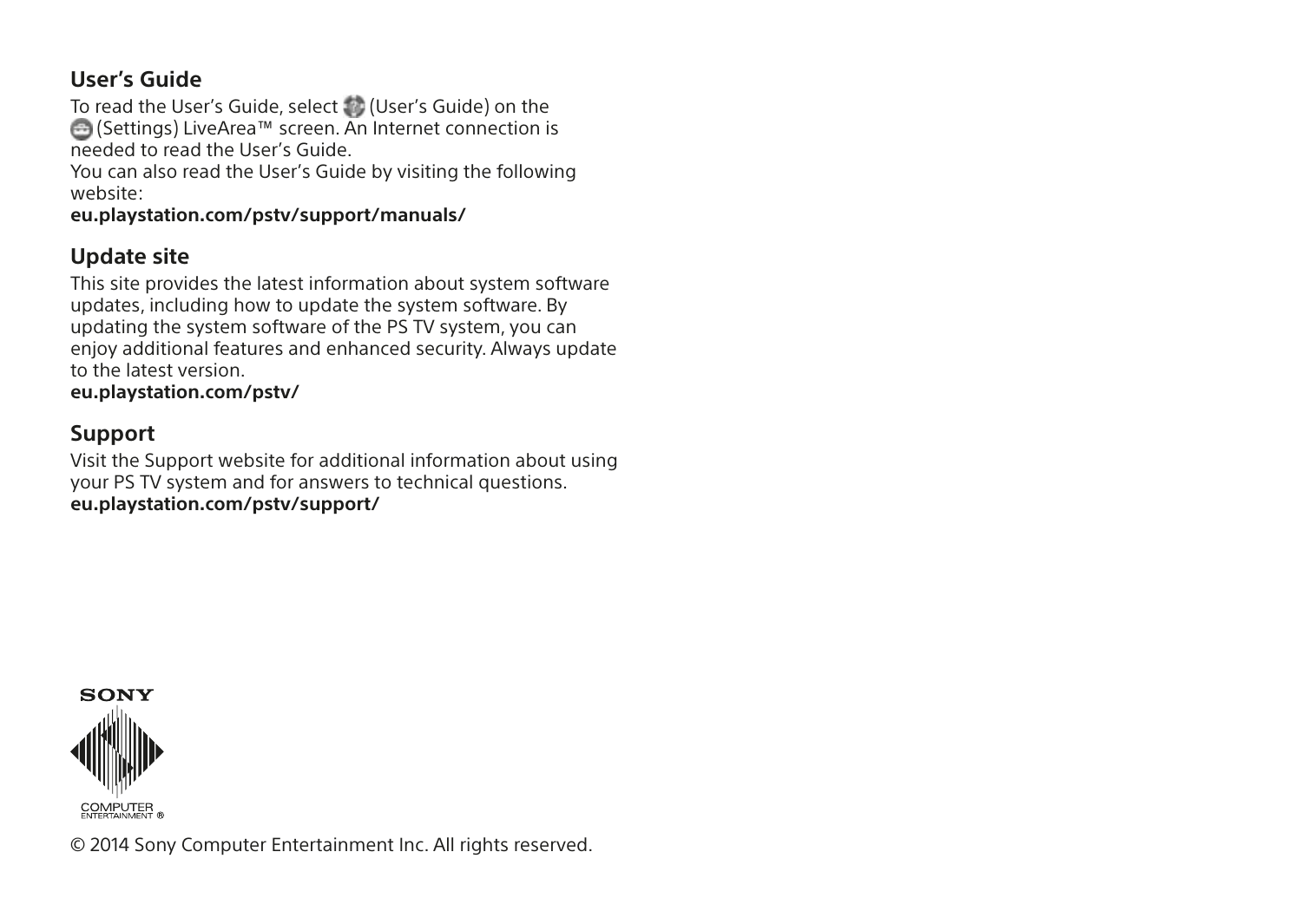## User's Guide

To read the User's Guide, select (User's Guide) on the (Settings) LiveArea™ screen. An Internet connection is needed to read the User's Guide.
You can also read the User's Guide by visiting the following website:
**eu.playstation.com/pstv/support/manuals/**

## Update site

This site provides the latest information about system software updates, including how to update the system software. By updating the system software of the PS TV system, you can enjoy additional features and enhanced security. Always update to the latest version.
**eu.playstation.com/pstv/**

## Support

Visit the Support website for additional information about using your PS TV system and for answers to technical questions.
**eu.playstation.com/pstv/support/**

SONY
COMPUTER ENTERTAINMENT ®

© 2014 Sony Computer Entertainment Inc. All rights reserved.